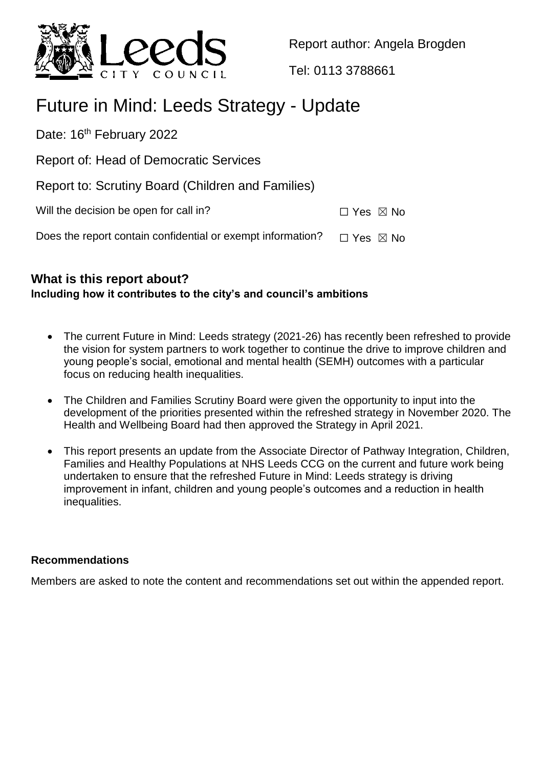Leeds CITY COUNCIL

Report author: Angela Brogden

Tel: 0113 3788661

# Future in Mind: Leeds Strategy - Update

Date: 16th February 2022

Report of: Head of Democratic Services

Report to: Scrutiny Board (Children and Families)

Will the decision be open for call in? ☐ Yes ☒ No

Does the report contain confidential or exempt information? ☐ Yes ☒ No

## What is this report about?

**Including how it contributes to the city's and council's ambitions**

- The current Future in Mind: Leeds strategy (2021-26) has recently been refreshed to provide the vision for system partners to work together to continue the drive to improve children and young people's social, emotional and mental health (SEMH) outcomes with a particular focus on reducing health inequalities.
- The Children and Families Scrutiny Board were given the opportunity to input into the development of the priorities presented within the refreshed strategy in November 2020. The Health and Wellbeing Board had then approved the Strategy in April 2021.
- This report presents an update from the Associate Director of Pathway Integration, Children, Families and Healthy Populations at NHS Leeds CCG on the current and future work being undertaken to ensure that the refreshed Future in Mind: Leeds strategy is driving improvement in infant, children and young people's outcomes and a reduction in health inequalities.

### Recommendations

Members are asked to note the content and recommendations set out within the appended report.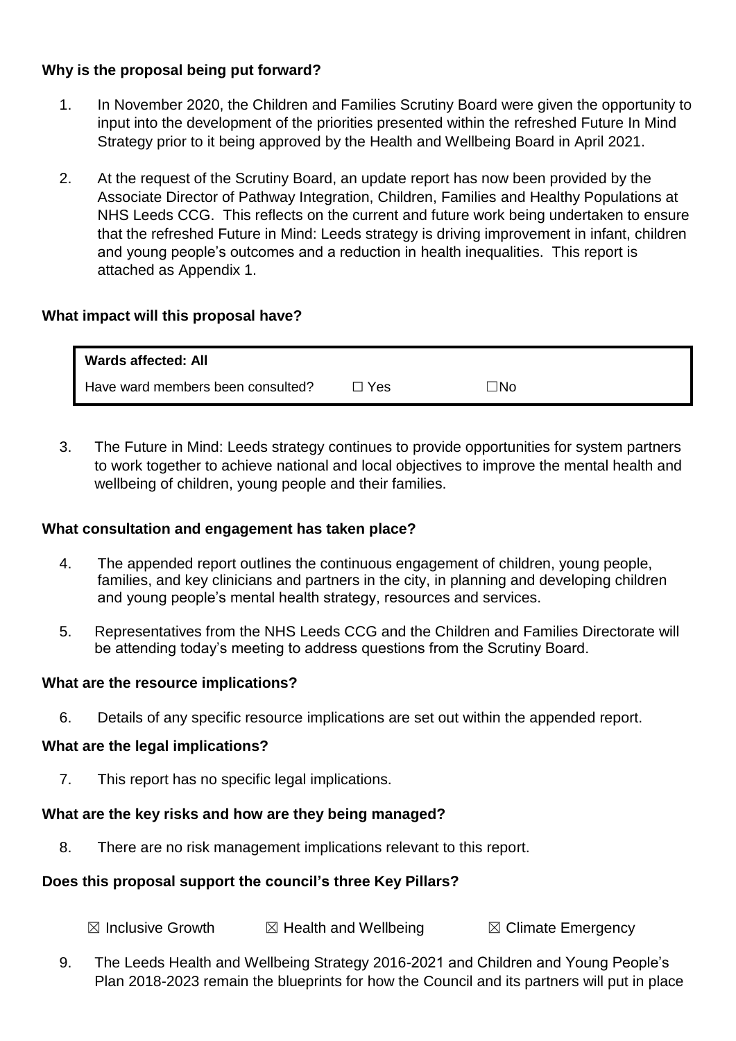**Why is the proposal being put forward?**

1. In November 2020, the Children and Families Scrutiny Board were given the opportunity to input into the development of the priorities presented within the refreshed Future In Mind Strategy prior to it being approved by the Health and Wellbeing Board in April 2021.

2. At the request of the Scrutiny Board, an update report has now been provided by the Associate Director of Pathway Integration, Children, Families and Healthy Populations at NHS Leeds CCG. This reflects on the current and future work being undertaken to ensure that the refreshed Future in Mind: Leeds strategy is driving improvement in infant, children and young people's outcomes and a reduction in health inequalities. This report is attached as Appendix 1.

**What impact will this proposal have?**

| **Wards affected: All** | | |
|---|---|---|
| Have ward members been consulted? | ☐ Yes | ☐No |

3. The Future in Mind: Leeds strategy continues to provide opportunities for system partners to work together to achieve national and local objectives to improve the mental health and wellbeing of children, young people and their families.

**What consultation and engagement has taken place?**

4. The appended report outlines the continuous engagement of children, young people, families, and key clinicians and partners in the city, in planning and developing children and young people's mental health strategy, resources and services.

5. Representatives from the NHS Leeds CCG and the Children and Families Directorate will be attending today's meeting to address questions from the Scrutiny Board.

**What are the resource implications?**

6. Details of any specific resource implications are set out within the appended report.

**What are the legal implications?**

7. This report has no specific legal implications.

**What are the key risks and how are they being managed?**

8. There are no risk management implications relevant to this report.

**Does this proposal support the council's three Key Pillars?**

☒ Inclusive Growth ☒ Health and Wellbeing ☒ Climate Emergency

9. The Leeds Health and Wellbeing Strategy 2016-2021 and Children and Young People's Plan 2018-2023 remain the blueprints for how the Council and its partners will put in place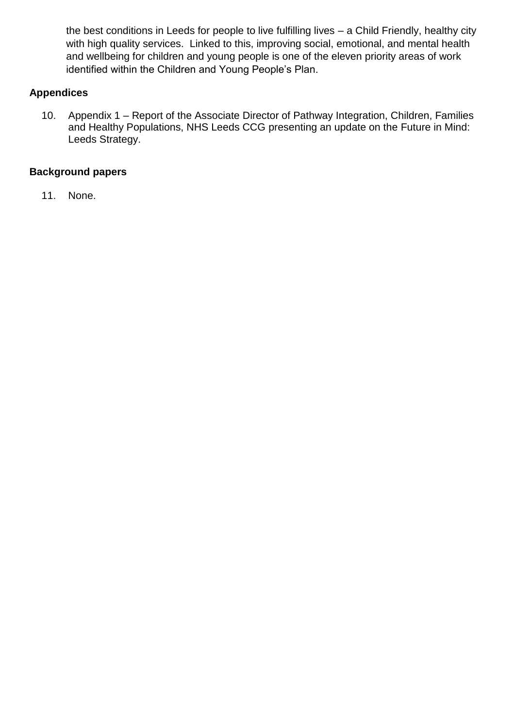the best conditions in Leeds for people to live fulfilling lives – a Child Friendly, healthy city with high quality services. Linked to this, improving social, emotional, and mental health and wellbeing for children and young people is one of the eleven priority areas of work identified within the Children and Young People's Plan.

## Appendices

10. Appendix 1 – Report of the Associate Director of Pathway Integration, Children, Families and Healthy Populations, NHS Leeds CCG presenting an update on the Future in Mind: Leeds Strategy.

## Background papers

11. None.